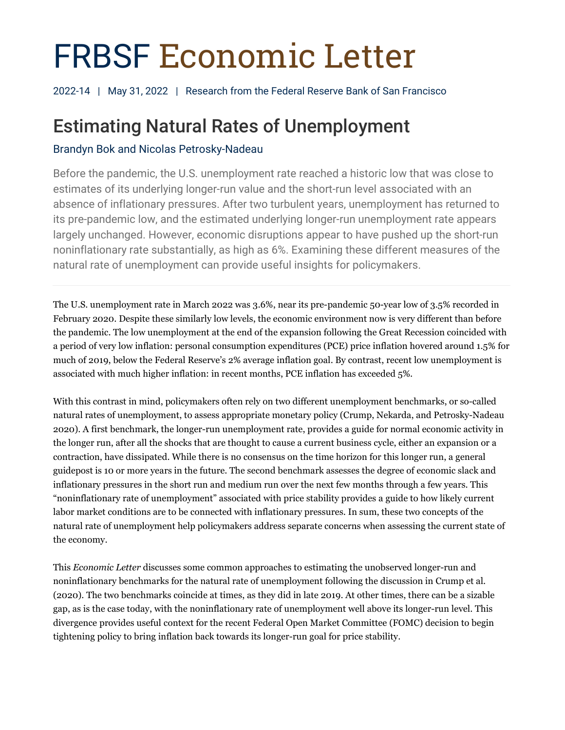# FRBSF Economic Letter

2022-14 | May 31, 2022 | Research from the Federal Reserve Bank of San Francisco

## Estimating Natural Rates of Unemployment

Brandyn Bok and Nicolas Petrosky-Nadeau

Before the pandemic, the U.S. unemployment rate reached a historic low that was close to estimates of its underlying longer-run value and the short-run level associated with an absence of inflationary pressures. After two turbulent years, unemployment has returned to its pre-pandemic low, and the estimated underlying longer-run unemployment rate appears largely unchanged. However, economic disruptions appear to have pushed up the short-run noninflationary rate substantially, as high as 6%. Examining these different measures of the natural rate of unemployment can provide useful insights for policymakers.

---

The U.S. unemployment rate in March 2022 was 3.6%, near its pre-pandemic 50-year low of 3.5% recorded in February 2020. Despite these similarly low levels, the economic environment now is very different than before the pandemic. The low unemployment at the end of the expansion following the Great Recession coincided with a period of very low inflation: personal consumption expenditures (PCE) price inflation hovered around 1.5% for much of 2019, below the Federal Reserve's 2% average inflation goal. By contrast, recent low unemployment is associated with much higher inflation: in recent months, PCE inflation has exceeded 5%.

With this contrast in mind, policymakers often rely on two different unemployment benchmarks, or so-called natural rates of unemployment, to assess appropriate monetary policy (Crump, Nekarda, and Petrosky-Nadeau 2020). A first benchmark, the longer-run unemployment rate, provides a guide for normal economic activity in the longer run, after all the shocks that are thought to cause a current business cycle, either an expansion or a contraction, have dissipated. While there is no consensus on the time horizon for this longer run, a general guidepost is 10 or more years in the future. The second benchmark assesses the degree of economic slack and inflationary pressures in the short run and medium run over the next few months through a few years. This "noninflationary rate of unemployment" associated with price stability provides a guide to how likely current labor market conditions are to be connected with inflationary pressures. In sum, these two concepts of the natural rate of unemployment help policymakers address separate concerns when assessing the current state of the economy.

This *Economic Letter* discusses some common approaches to estimating the unobserved longer-run and noninflationary benchmarks for the natural rate of unemployment following the discussion in Crump et al. (2020). The two benchmarks coincide at times, as they did in late 2019. At other times, there can be a sizable gap, as is the case today, with the noninflationary rate of unemployment well above its longer-run level. This divergence provides useful context for the recent Federal Open Market Committee (FOMC) decision to begin tightening policy to bring inflation back towards its longer-run goal for price stability.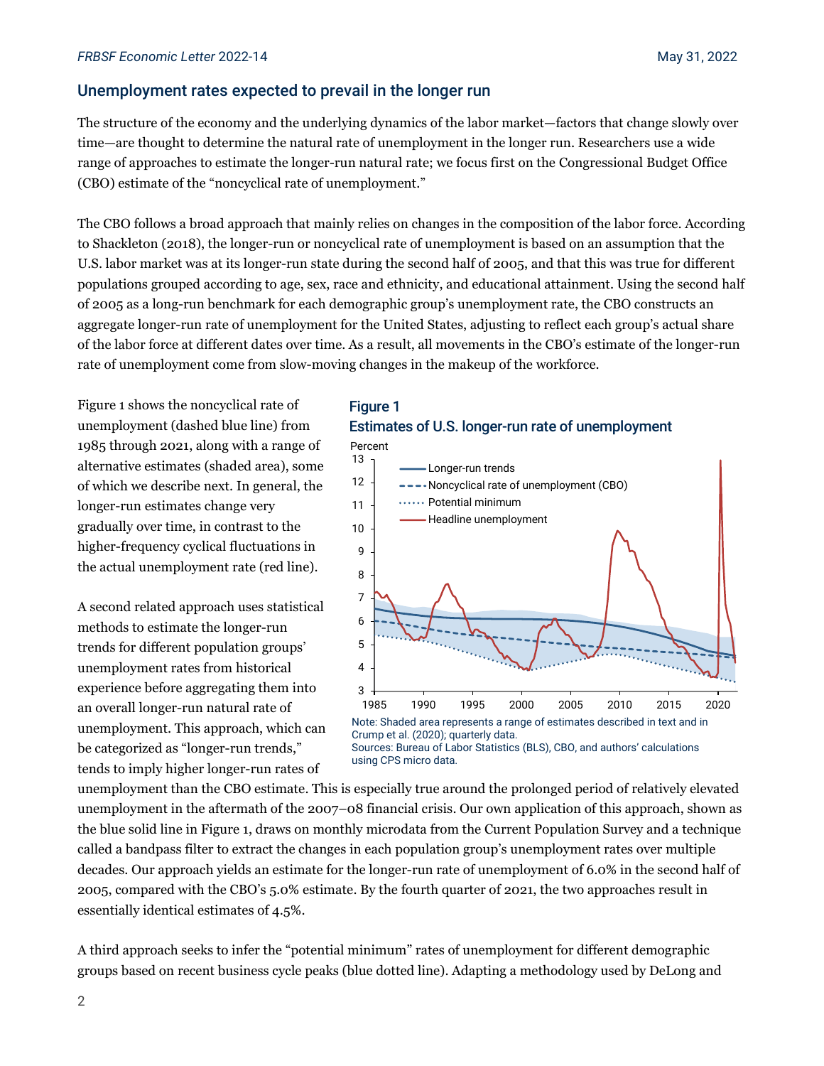## Unemployment rates expected to prevail in the longer run

The structure of the economy and the underlying dynamics of the labor market—factors that change slowly over time—are thought to determine the natural rate of unemployment in the longer run. Researchers use a wide range of approaches to estimate the longer-run natural rate; we focus first on the Congressional Budget Office (CBO) estimate of the "noncyclical rate of unemployment."

The CBO follows a broad approach that mainly relies on changes in the composition of the labor force. According to Shackleton (2018), the longer-run or noncyclical rate of unemployment is based on an assumption that the U.S. labor market was at its longer-run state during the second half of 2005, and that this was true for different populations grouped according to age, sex, race and ethnicity, and educational attainment. Using the second half of 2005 as a long-run benchmark for each demographic group's unemployment rate, the CBO constructs an aggregate longer-run rate of unemployment for the United States, adjusting to reflect each group's actual share of the labor force at different dates over time. As a result, all movements in the CBO's estimate of the longer-run rate of unemployment come from slow-moving changes in the makeup of the workforce.

Figure 1 shows the noncyclical rate of unemployment (dashed blue line) from 1985 through 2021, along with a range of alternative estimates (shaded area), some of which we describe next. In general, the longer-run estimates change very gradually over time, in contrast to the higher-frequency cyclical fluctuations in the actual unemployment rate (red line).

**Figure 1**
**Estimates of U.S. longer-run rate of unemployment**

Note: Shaded area represents a range of estimates described in text and in Crump et al. (2020); quarterly data.
Sources: Bureau of Labor Statistics (BLS), CBO, and authors' calculations using CPS micro data.

A second related approach uses statistical methods to estimate the longer-run trends for different population groups' unemployment rates from historical experience before aggregating them into an overall longer-run natural rate of unemployment. This approach, which can be categorized as "longer-run trends," tends to imply higher longer-run rates of unemployment than the CBO estimate. This is especially true around the prolonged period of relatively elevated unemployment in the aftermath of the 2007–08 financial crisis. Our own application of this approach, shown as the blue solid line in Figure 1, draws on monthly microdata from the Current Population Survey and a technique called a bandpass filter to extract the changes in each population group's unemployment rates over multiple decades. Our approach yields an estimate for the longer-run rate of unemployment of 6.0% in the second half of 2005, compared with the CBO's 5.0% estimate. By the fourth quarter of 2021, the two approaches result in essentially identical estimates of 4.5%.

A third approach seeks to infer the "potential minimum" rates of unemployment for different demographic groups based on recent business cycle peaks (blue dotted line). Adapting a methodology used by DeLong and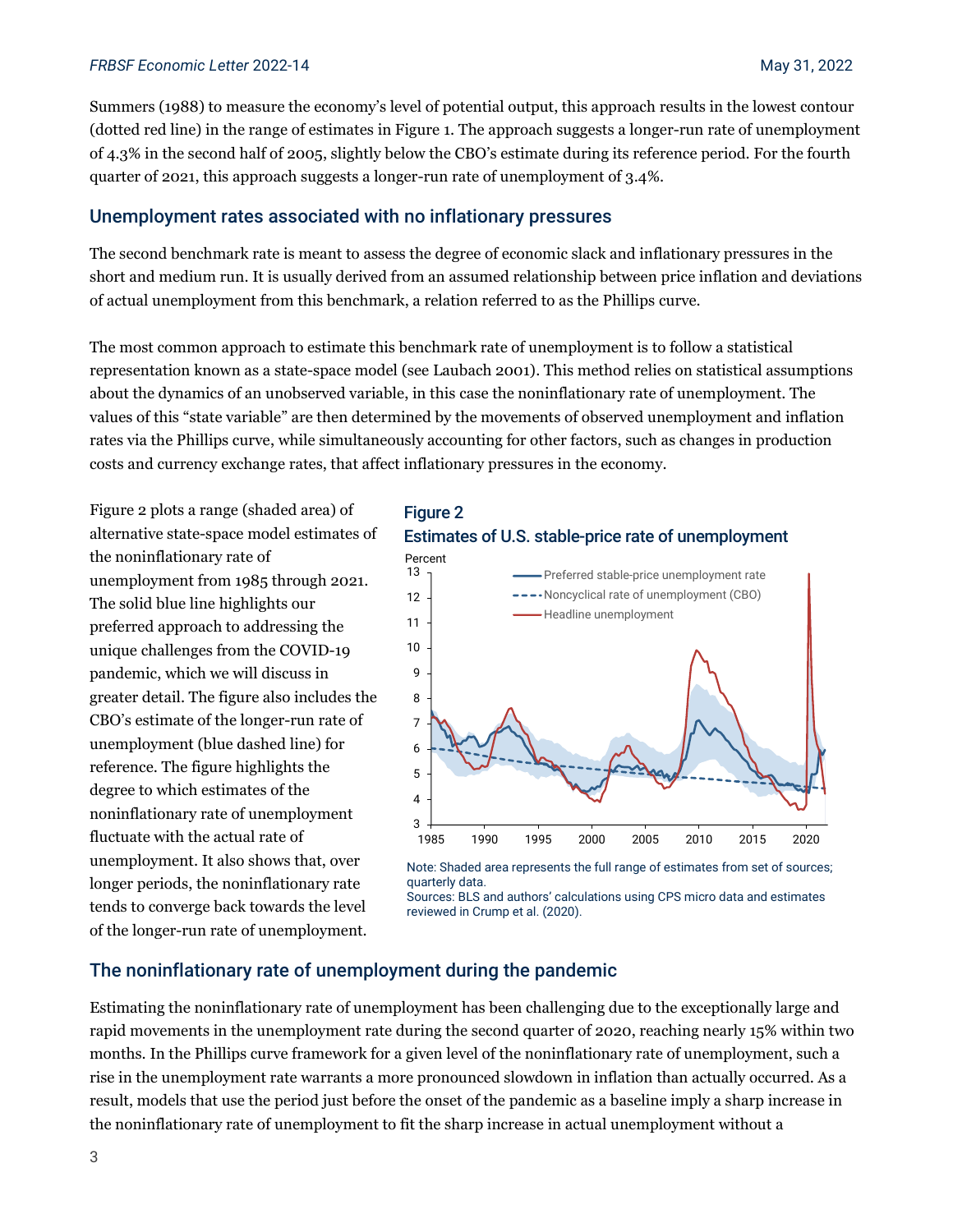Summers (1988) to measure the economy's level of potential output, this approach results in the lowest contour (dotted red line) in the range of estimates in Figure 1. The approach suggests a longer-run rate of unemployment of 4.3% in the second half of 2005, slightly below the CBO's estimate during its reference period. For the fourth quarter of 2021, this approach suggests a longer-run rate of unemployment of 3.4%.

## Unemployment rates associated with no inflationary pressures

The second benchmark rate is meant to assess the degree of economic slack and inflationary pressures in the short and medium run. It is usually derived from an assumed relationship between price inflation and deviations of actual unemployment from this benchmark, a relation referred to as the Phillips curve.

The most common approach to estimate this benchmark rate of unemployment is to follow a statistical representation known as a state-space model (see Laubach 2001). This method relies on statistical assumptions about the dynamics of an unobserved variable, in this case the noninflationary rate of unemployment. The values of this "state variable" are then determined by the movements of observed unemployment and inflation rates via the Phillips curve, while simultaneously accounting for other factors, such as changes in production costs and currency exchange rates, that affect inflationary pressures in the economy.

Figure 2 plots a range (shaded area) of alternative state-space model estimates of the noninflationary rate of unemployment from 1985 through 2021. The solid blue line highlights our preferred approach to addressing the unique challenges from the COVID-19 pandemic, which we will discuss in greater detail. The figure also includes the CBO's estimate of the longer-run rate of unemployment (blue dashed line) for reference. The figure highlights the degree to which estimates of the noninflationary rate of unemployment fluctuate with the actual rate of unemployment. It also shows that, over longer periods, the noninflationary rate tends to converge back towards the level of the longer-run rate of unemployment.

**Figure 2**
**Estimates of U.S. stable-price rate of unemployment**

Note: Shaded area represents the full range of estimates from set of sources; quarterly data.
Sources: BLS and authors' calculations using CPS micro data and estimates reviewed in Crump et al. (2020).

## The noninflationary rate of unemployment during the pandemic

Estimating the noninflationary rate of unemployment has been challenging due to the exceptionally large and rapid movements in the unemployment rate during the second quarter of 2020, reaching nearly 15% within two months. In the Phillips curve framework for a given level of the noninflationary rate of unemployment, such a rise in the unemployment rate warrants a more pronounced slowdown in inflation than actually occurred. As a result, models that use the period just before the onset of the pandemic as a baseline imply a sharp increase in the noninflationary rate of unemployment to fit the sharp increase in actual unemployment without a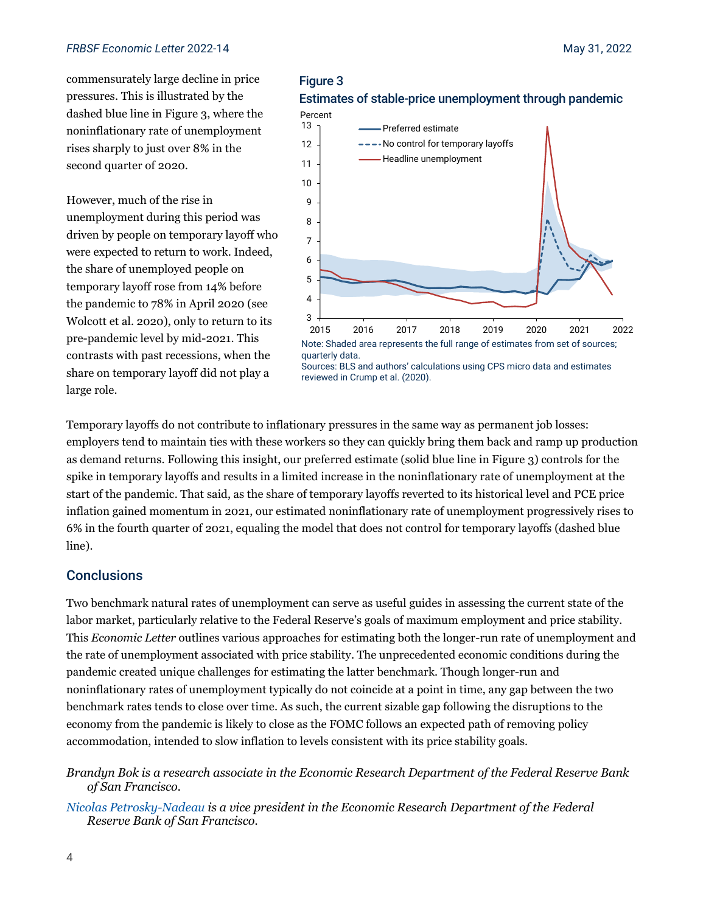commensurately large decline in price pressures. This is illustrated by the dashed blue line in Figure 3, where the noninflationary rate of unemployment rises sharply to just over 8% in the second quarter of 2020.

However, much of the rise in unemployment during this period was driven by people on temporary layoff who were expected to return to work. Indeed, the share of unemployed people on temporary layoff rose from 14% before the pandemic to 78% in April 2020 (see Wolcott et al. 2020), only to return to its pre-pandemic level by mid-2021. This contrasts with past recessions, when the share on temporary layoff did not play a large role.

**Figure 3**

**Estimates of stable-price unemployment through pandemic**

Note: Shaded area represents the full range of estimates from set of sources; quarterly data.
Sources: BLS and authors' calculations using CPS micro data and estimates reviewed in Crump et al. (2020).

Temporary layoffs do not contribute to inflationary pressures in the same way as permanent job losses: employers tend to maintain ties with these workers so they can quickly bring them back and ramp up production as demand returns. Following this insight, our preferred estimate (solid blue line in Figure 3) controls for the spike in temporary layoffs and results in a limited increase in the noninflationary rate of unemployment at the start of the pandemic. That said, as the share of temporary layoffs reverted to its historical level and PCE price inflation gained momentum in 2021, our estimated noninflationary rate of unemployment progressively rises to 6% in the fourth quarter of 2021, equaling the model that does not control for temporary layoffs (dashed blue line).

## Conclusions

Two benchmark natural rates of unemployment can serve as useful guides in assessing the current state of the labor market, particularly relative to the Federal Reserve's goals of maximum employment and price stability. This *Economic Letter* outlines various approaches for estimating both the longer-run rate of unemployment and the rate of unemployment associated with price stability. The unprecedented economic conditions during the pandemic created unique challenges for estimating the latter benchmark. Though longer-run and noninflationary rates of unemployment typically do not coincide at a point in time, any gap between the two benchmark rates tends to close over time. As such, the current sizable gap following the disruptions to the economy from the pandemic is likely to close as the FOMC follows an expected path of removing policy accommodation, intended to slow inflation to levels consistent with its price stability goals.

*Brandyn Bok is a research associate in the Economic Research Department of the Federal Reserve Bank of San Francisco.*

*Nicolas Petrosky-Nadeau is a vice president in the Economic Research Department of the Federal Reserve Bank of San Francisco.*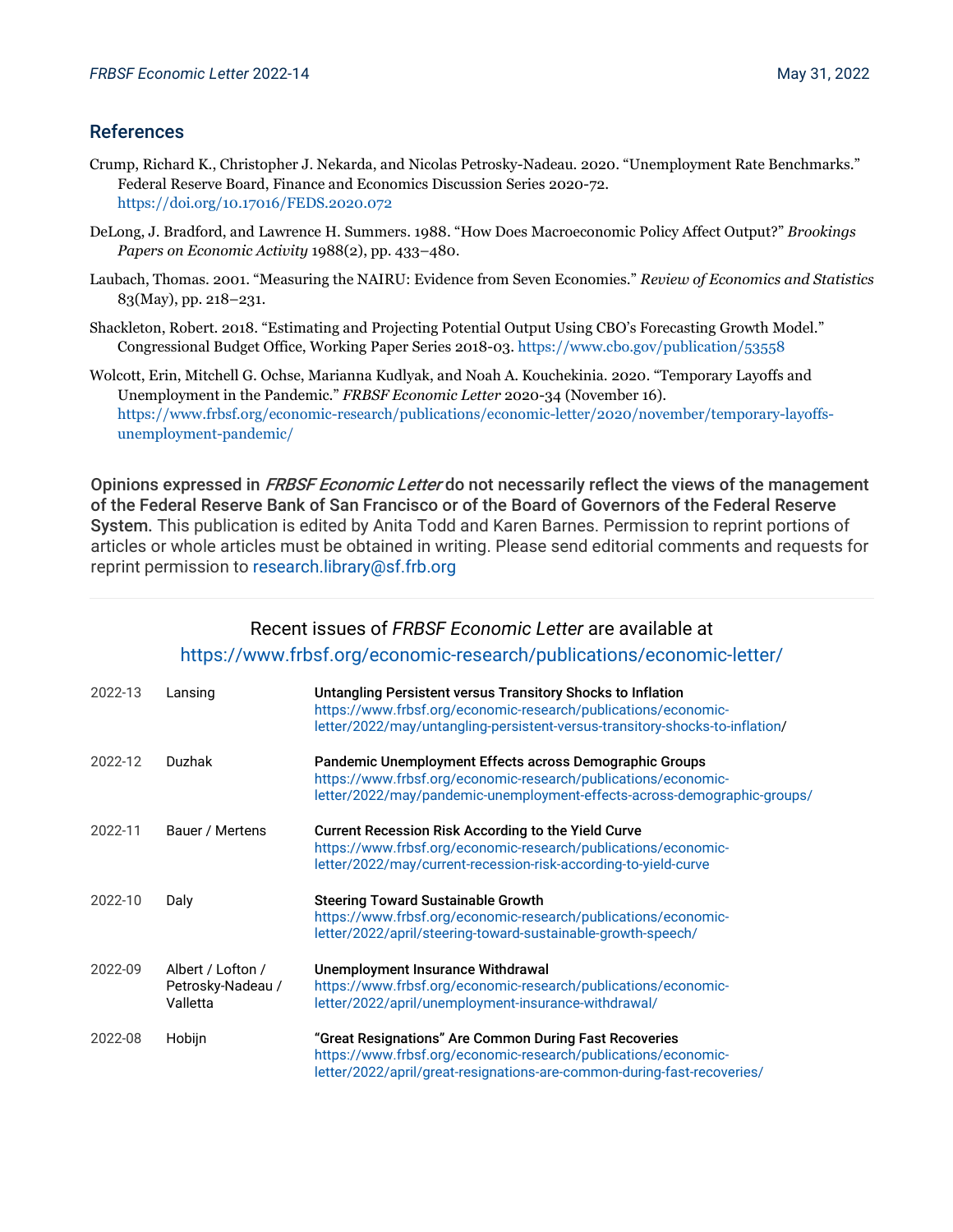## References

Crump, Richard K., Christopher J. Nekarda, and Nicolas Petrosky-Nadeau. 2020. “Unemployment Rate Benchmarks.” Federal Reserve Board, Finance and Economics Discussion Series 2020-72. https://doi.org/10.17016/FEDS.2020.072

DeLong, J. Bradford, and Lawrence H. Summers. 1988. “How Does Macroeconomic Policy Affect Output?” *Brookings Papers on Economic Activity* 1988(2), pp. 433–480.

Laubach, Thomas. 2001. “Measuring the NAIRU: Evidence from Seven Economies.” *Review of Economics and Statistics* 83(May), pp. 218–231.

Shackleton, Robert. 2018. “Estimating and Projecting Potential Output Using CBO’s Forecasting Growth Model.” Congressional Budget Office, Working Paper Series 2018-03. https://www.cbo.gov/publication/53558

Wolcott, Erin, Mitchell G. Ochse, Marianna Kudlyak, and Noah A. Kouchekinia. 2020. “Temporary Layoffs and Unemployment in the Pandemic.” *FRBSF Economic Letter* 2020-34 (November 16). https://www.frbsf.org/economic-research/publications/economic-letter/2020/november/temporary-layoffs-unemployment-pandemic/

**Opinions expressed in *FRBSF Economic Letter* do not necessarily reflect the views of the management of the Federal Reserve Bank of San Francisco or of the Board of Governors of the Federal Reserve System.** This publication is edited by Anita Todd and Karen Barnes. Permission to reprint portions of articles or whole articles must be obtained in writing. Please send editorial comments and requests for reprint permission to research.library@sf.frb.org

Recent issues of *FRBSF Economic Letter* are available at
https://www.frbsf.org/economic-research/publications/economic-letter/

| | | |
|---|---|---|
| 2022-13 | Lansing | **Untangling Persistent versus Transitory Shocks to Inflation** https://www.frbsf.org/economic-research/publications/economic-letter/2022/may/untangling-persistent-versus-transitory-shocks-to-inflation/ |
| 2022-12 | Duzhak | **Pandemic Unemployment Effects across Demographic Groups** https://www.frbsf.org/economic-research/publications/economic-letter/2022/may/pandemic-unemployment-effects-across-demographic-groups/ |
| 2022-11 | Bauer / Mertens | **Current Recession Risk According to the Yield Curve** https://www.frbsf.org/economic-research/publications/economic-letter/2022/may/current-recession-risk-according-to-yield-curve |
| 2022-10 | Daly | **Steering Toward Sustainable Growth** https://www.frbsf.org/economic-research/publications/economic-letter/2022/april/steering-toward-sustainable-growth-speech/ |
| 2022-09 | Albert / Lofton / Petrosky-Nadeau / Valletta | **Unemployment Insurance Withdrawal** https://www.frbsf.org/economic-research/publications/economic-letter/2022/april/unemployment-insurance-withdrawal/ |
| 2022-08 | Hobijn | **“Great Resignations” Are Common During Fast Recoveries** https://www.frbsf.org/economic-research/publications/economic-letter/2022/april/great-resignations-are-common-during-fast-recoveries/ |